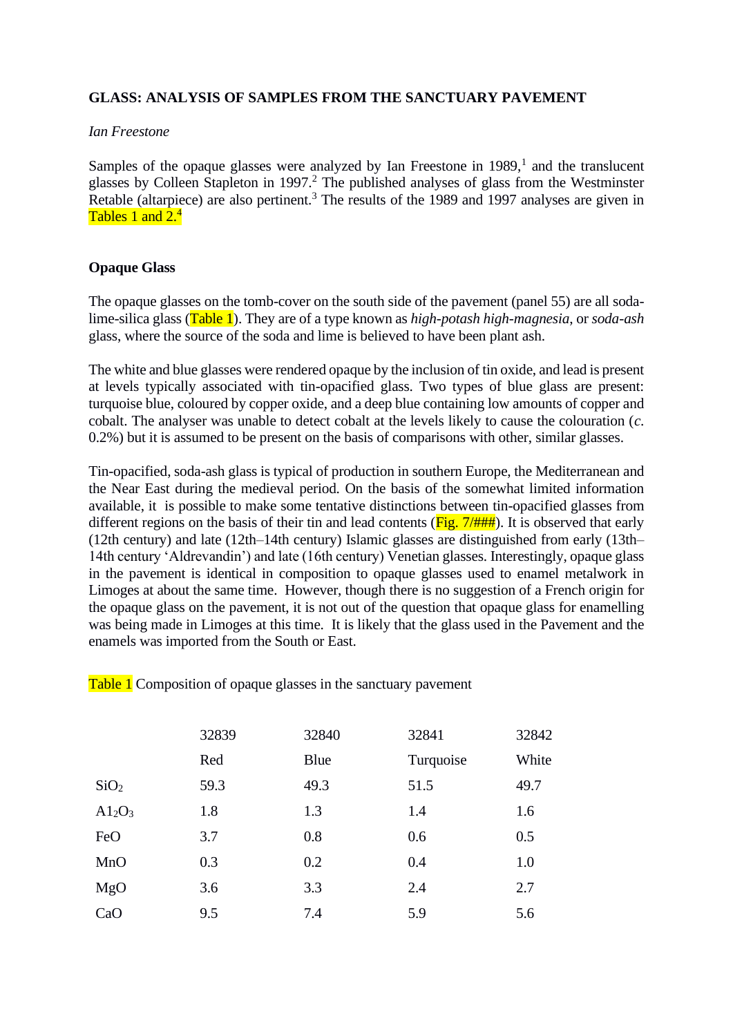**GLASS: ANALYSIS OF SAMPLES FROM THE SANCTUARY PAVEMENT**

*Ian Freestone*

Samples of the opaque glasses were analyzed by Ian Freestone in 1989,[1] and the translucent glasses by Colleen Stapleton in 1997.[2] The published analyses of glass from the Westminster Retable (altarpiece) are also pertinent.[3] The results of the 1989 and 1997 analyses are given in Tables 1 and 2.[4]

## Opaque Glass

The opaque glasses on the tomb-cover on the south side of the pavement (panel 55) are all soda-lime-silica glass (Table 1). They are of a type known as *high-potash high-magnesia*, or *soda-ash* glass, where the source of the soda and lime is believed to have been plant ash.

The white and blue glasses were rendered opaque by the inclusion of tin oxide, and lead is present at levels typically associated with tin-opacified glass. Two types of blue glass are present: turquoise blue, coloured by copper oxide, and a deep blue containing low amounts of copper and cobalt. The analyser was unable to detect cobalt at the levels likely to cause the colouration (*c.* 0.2%) but it is assumed to be present on the basis of comparisons with other, similar glasses.

Tin-opacified, soda-ash glass is typical of production in southern Europe, the Mediterranean and the Near East during the medieval period. On the basis of the somewhat limited information available, it is possible to make some tentative distinctions between tin-opacified glasses from different regions on the basis of their tin and lead contents (Fig. 7/###). It is observed that early (12th century) and late (12th–14th century) Islamic glasses are distinguished from early (13th–14th century 'Aldrevandin') and late (16th century) Venetian glasses. Interestingly, opaque glass in the pavement is identical in composition to opaque glasses used to enamel metalwork in Limoges at about the same time. However, though there is no suggestion of a French origin for the opaque glass on the pavement, it is not out of the question that opaque glass for enamelling was being made in Limoges at this time. It is likely that the glass used in the Pavement and the enamels was imported from the South or East.

Table 1 Composition of opaque glasses in the sanctuary pavement

| | 32839 | 32840 | 32841 | 32842 |
|---|---|---|---|---|
| | Red | Blue | Turquoise | White |
| $SiO_2$ | 59.3 | 49.3 | 51.5 | 49.7 |
| $A1_2O_3$ | 1.8 | 1.3 | 1.4 | 1.6 |
| FeO | 3.7 | 0.8 | 0.6 | 0.5 |
| MnO | 0.3 | 0.2 | 0.4 | 1.0 |
| MgO | 3.6 | 3.3 | 2.4 | 2.7 |
| CaO | 9.5 | 7.4 | 5.9 | 5.6 |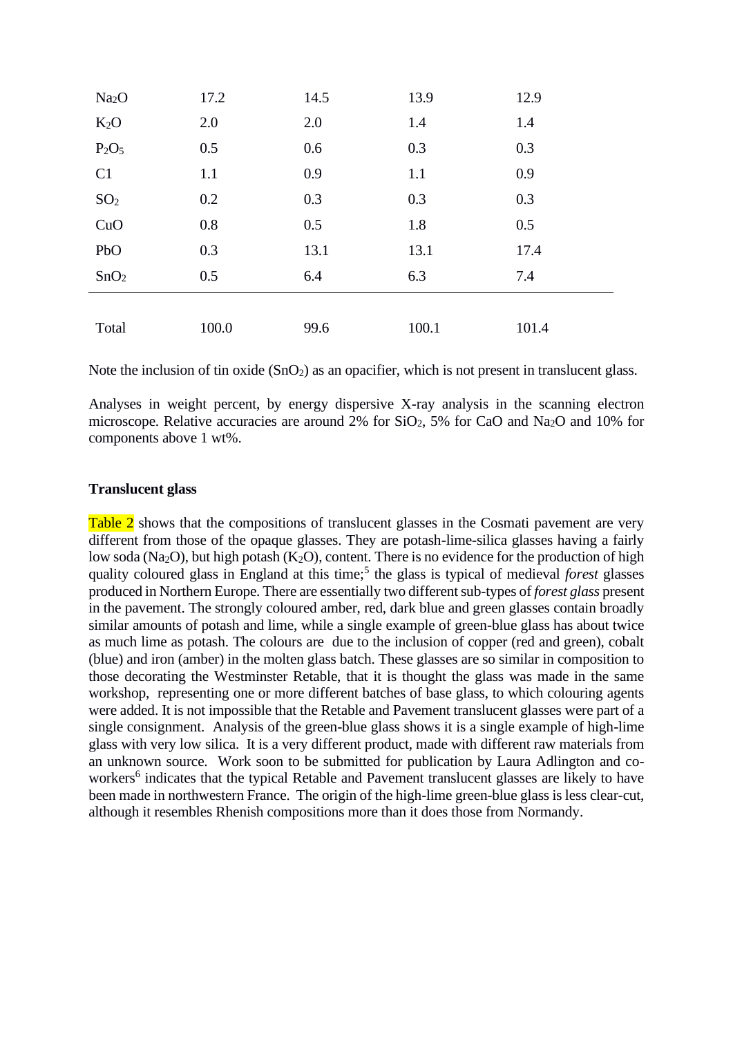| | | | | |
|---|---|---|---|---|
| $Na_2O$ | 17.2 | 14.5 | 13.9 | 12.9 |
| $K_2O$ | 2.0 | 2.0 | 1.4 | 1.4 |
| $P_2O_5$ | 0.5 | 0.6 | 0.3 | 0.3 |
| C1 | 1.1 | 0.9 | 1.1 | 0.9 |
| $SO_2$ | 0.2 | 0.3 | 0.3 | 0.3 |
| CuO | 0.8 | 0.5 | 1.8 | 0.5 |
| PbO | 0.3 | 13.1 | 13.1 | 17.4 |
| $SnO_2$ | 0.5 | 6.4 | 6.3 | 7.4 |
| Total | 100.0 | 99.6 | 100.1 | 101.4 |

Note the inclusion of tin oxide ($SnO_2$) as an opacifier, which is not present in translucent glass.

Analyses in weight percent, by energy dispersive X-ray analysis in the scanning electron microscope. Relative accuracies are around 2% for $SiO_2$, 5% for CaO and $Na_2O$ and 10% for components above 1 wt%.

**Translucent glass**

Table 2 shows that the compositions of translucent glasses in the Cosmati pavement are very different from those of the opaque glasses. They are potash-lime-silica glasses having a fairly low soda ($Na_2O$), but high potash ($K_2O$), content. There is no evidence for the production of high quality coloured glass in England at this time;[5] the glass is typical of medieval *forest* glasses produced in Northern Europe. There are essentially two different sub-types of *forest glass* present in the pavement. The strongly coloured amber, red, dark blue and green glasses contain broadly similar amounts of potash and lime, while a single example of green-blue glass has about twice as much lime as potash. The colours are due to the inclusion of copper (red and green), cobalt (blue) and iron (amber) in the molten glass batch. These glasses are so similar in composition to those decorating the Westminster Retable, that it is thought the glass was made in the same workshop, representing one or more different batches of base glass, to which colouring agents were added. It is not impossible that the Retable and Pavement translucent glasses were part of a single consignment. Analysis of the green-blue glass shows it is a single example of high-lime glass with very low silica. It is a very different product, made with different raw materials from an unknown source. Work soon to be submitted for publication by Laura Adlington and co-workers[6] indicates that the typical Retable and Pavement translucent glasses are likely to have been made in northwestern France. The origin of the high-lime green-blue glass is less clear-cut, although it resembles Rhenish compositions more than it does those from Normandy.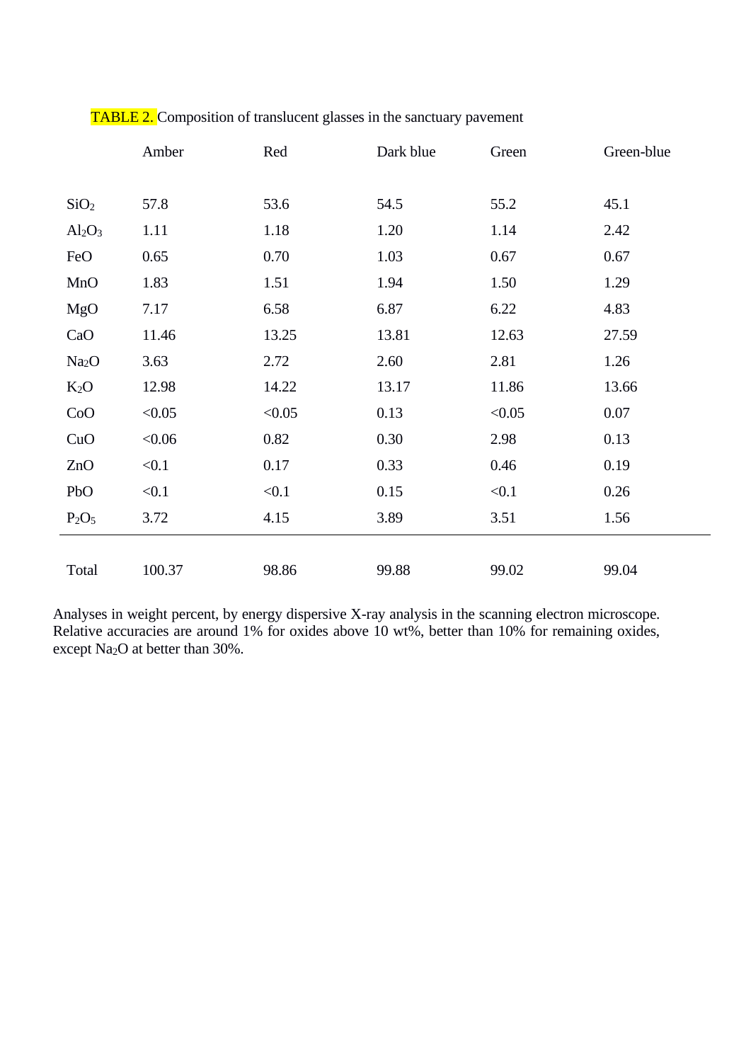TABLE 2. Composition of translucent glasses in the sanctuary pavement

| | Amber | Red | Dark blue | Green | Green-blue |
|---|---|---|---|---|---|
| $SiO_2$ | 57.8 | 53.6 | 54.5 | 55.2 | 45.1 |
| $Al_2O_3$ | 1.11 | 1.18 | 1.20 | 1.14 | 2.42 |
| FeO | 0.65 | 0.70 | 1.03 | 0.67 | 0.67 |
| MnO | 1.83 | 1.51 | 1.94 | 1.50 | 1.29 |
| MgO | 7.17 | 6.58 | 6.87 | 6.22 | 4.83 |
| CaO | 11.46 | 13.25 | 13.81 | 12.63 | 27.59 |
| $Na_2O$ | 3.63 | 2.72 | 2.60 | 2.81 | 1.26 |
| $K_2O$ | 12.98 | 14.22 | 13.17 | 11.86 | 13.66 |
| CoO | <0.05 | <0.05 | 0.13 | <0.05 | 0.07 |
| CuO | <0.06 | 0.82 | 0.30 | 2.98 | 0.13 |
| ZnO | <0.1 | 0.17 | 0.33 | 0.46 | 0.19 |
| PbO | <0.1 | <0.1 | 0.15 | <0.1 | 0.26 |
| $P_2O_5$ | 3.72 | 4.15 | 3.89 | 3.51 | 1.56 |
| Total | 100.37 | 98.86 | 99.88 | 99.02 | 99.04 |

Analyses in weight percent, by energy dispersive X-ray analysis in the scanning electron microscope. Relative accuracies are around 1% for oxides above 10 wt%, better than 10% for remaining oxides, except $Na_2O$ at better than 30%.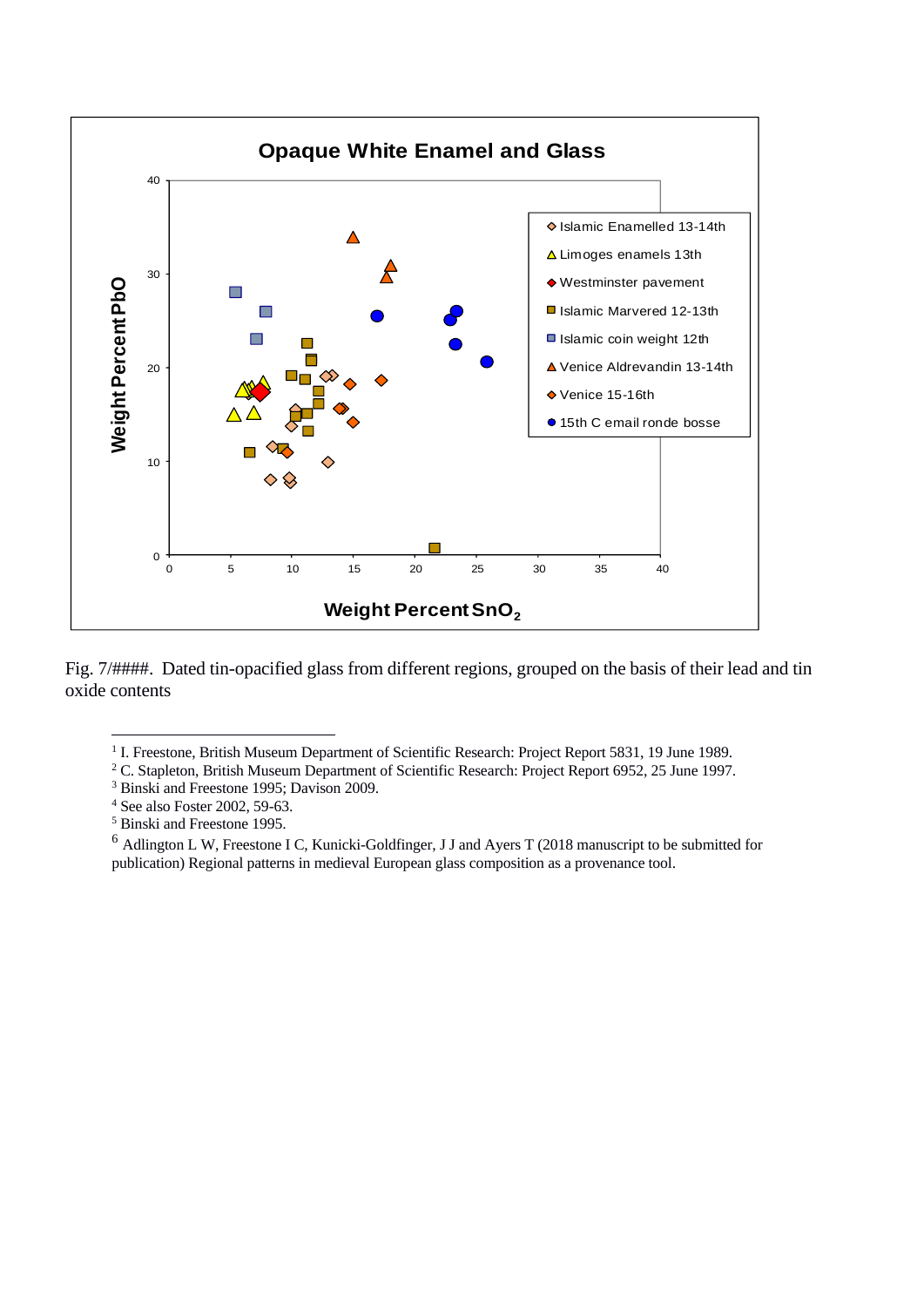Opaque White Enamel and Glass

Weight Percent PbO

40
30
20
10
0

0 5 10 15 20 25 30 35 40

Weight Percent $SnO_2$

Islamic Enamelled 13-14th
Limoges enamels 13th
Westminster pavement
Islamic Marvered 12-13th
Islamic coin weight 12th
Venice Aldrevandin 13-14th
Venice 15-16th
15th C email ronde bosse

Fig. 7/####. Dated tin-opacified glass from different regions, grouped on the basis of their lead and tin oxide contents

---

[1] I. Freestone, British Museum Department of Scientific Research: Project Report 5831, 19 June 1989.

[2] C. Stapleton, British Museum Department of Scientific Research: Project Report 6952, 25 June 1997.

[3] Binski and Freestone 1995; Davison 2009.

[4] See also Foster 2002, 59-63.

[5] Binski and Freestone 1995.

[6] Adlington L W, Freestone I C, Kunicki-Goldfinger, J J and Ayers T (2018 manuscript to be submitted for publication) Regional patterns in medieval European glass composition as a provenance tool.